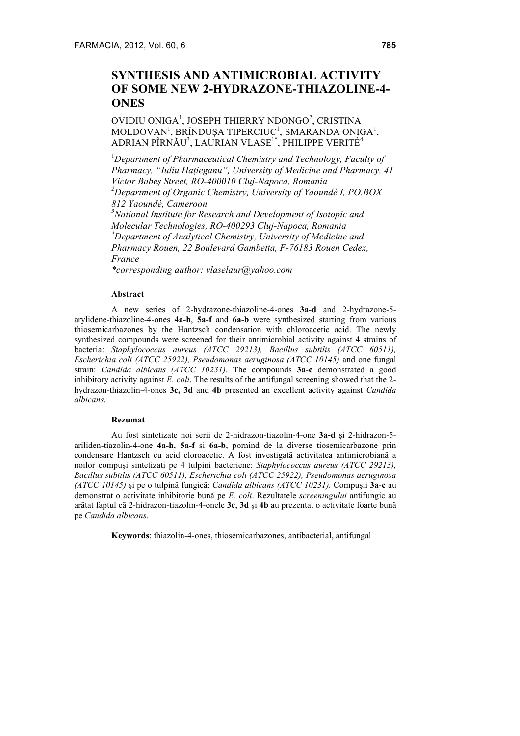# SYNTHESIS AND ANTIMICROBIAL ACTIVITY OF SOME NEW 2-HYDRAZONE-THIAZOLINE-4-ONES

OVIDIU ONIGA[1], JOSEPH THIERRY NDONGO[2], CRISTINA MOLDOVAN[1], BRÎNDUŞA TIPERCIUC[1], SMARANDA ONIGA[1], ADRIAN PÎRNĂU[3], LAURIAN VLASE[1*], PHILIPPE VERITÉ[4]

[1]*Department of Pharmaceutical Chemistry and Technology, Faculty of Pharmacy, "Iuliu Haţieganu", University of Medicine and Pharmacy, 41 Victor Babeş Street, RO-400010 Cluj-Napoca, Romania*
[2]*Department of Organic Chemistry, University of Yaoundé I, PO.BOX 812 Yaoundé, Cameroon*
[3]*National Institute for Research and Development of Isotopic and Molecular Technologies, RO-400293 Cluj-Napoca, Romania*
[4]*Department of Analytical Chemistry, University of Medicine and Pharmacy Rouen, 22 Boulevard Gambetta, F-76183 Rouen Cedex, France*
*\*corresponding author: vlaselaur@yahoo.com*

### Abstract

A new series of 2-hydrazone-thiazoline-4-ones **3a-d** and 2-hydrazone-5-arylidene-thiazoline-4-ones **4a-h**, **5a-f** and **6a-b** were synthesized starting from various thiosemicarbazones by the Hantzsch condensation with chloroacetic acid. The newly synthesized compounds were screened for their antimicrobial activity against 4 strains of bacteria: *Staphylococcus aureus (ATCC 29213), Bacillus subtilis (ATCC 60511), Escherichia coli (ATCC 25922), Pseudomonas aeruginosa (ATCC 10145)* and one fungal strain: *Candida albicans (ATCC 10231).* The compounds **3a**-**c** demonstrated a good inhibitory activity against *E. coli*. The results of the antifungal screening showed that the 2-hydrazon-thiazolin-4-ones **3c, 3d** and **4b** presented an excellent activity against *Candida albicans*.

### Rezumat

Au fost sintetizate noi serii de 2-hidrazon-tiazolin-4-one **3a-d** şi 2-hidrazon-5-ariliden-tiazolin-4-one **4a-h**, **5a-f** si **6a-b**, pornind de la diverse tiosemicarbazone prin condensare Hantzsch cu acid cloroacetic. A fost investigată activitatea antimicrobiană a noilor compuşi sintetizati pe 4 tulpini bacteriene: *Staphylococcus aureus (ATCC 29213), Bacillus subtilis (ATCC 60511), Escherichia coli (ATCC 25922), Pseudomonas aeruginosa (ATCC 10145)* şi pe o tulpină fungică: *Candida albicans (ATCC 10231).* Compuşii **3a**-**c** au demonstrat o activitate inhibitorie bună pe *E. coli*. Rezultatele *screeningului* antifungic au arătat faptul că 2-hidrazon-tiazolin-4-onele **3c**, **3d** şi **4b** au prezentat o activitate foarte bună pe *Candida albicans*.

**Keywords**: thiazolin-4-ones, thiosemicarbazones, antibacterial, antifungal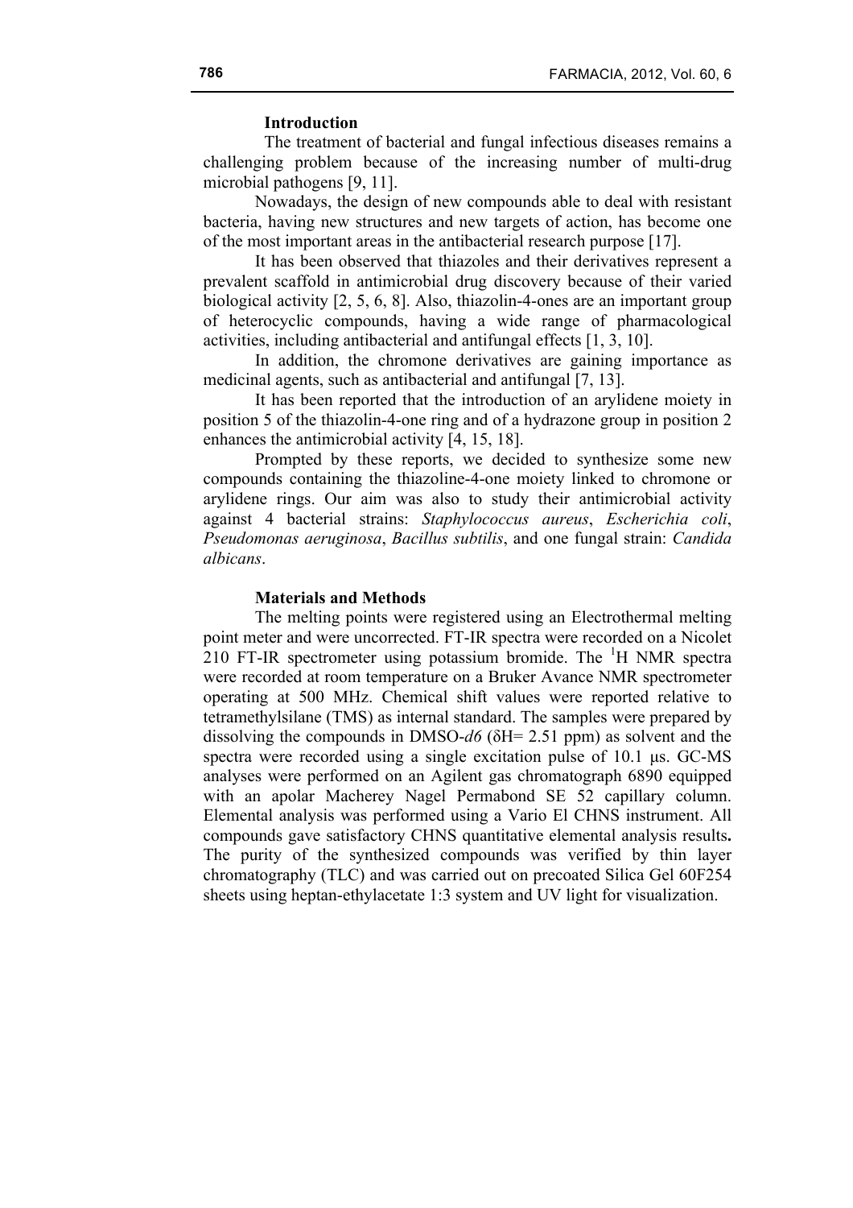## Introduction

The treatment of bacterial and fungal infectious diseases remains a challenging problem because of the increasing number of multi-drug microbial pathogens [9, 11].

Nowadays, the design of new compounds able to deal with resistant bacteria, having new structures and new targets of action, has become one of the most important areas in the antibacterial research purpose [17].

It has been observed that thiazoles and their derivatives represent a prevalent scaffold in antimicrobial drug discovery because of their varied biological activity [2, 5, 6, 8]. Also, thiazolin-4-ones are an important group of heterocyclic compounds, having a wide range of pharmacological activities, including antibacterial and antifungal effects [1, 3, 10].

In addition, the chromone derivatives are gaining importance as medicinal agents, such as antibacterial and antifungal [7, 13].

It has been reported that the introduction of an arylidene moiety in position 5 of the thiazolin-4-one ring and of a hydrazone group in position 2 enhances the antimicrobial activity [4, 15, 18].

Prompted by these reports, we decided to synthesize some new compounds containing the thiazoline-4-one moiety linked to chromone or arylidene rings. Our aim was also to study their antimicrobial activity against 4 bacterial strains: *Staphylococcus aureus*, *Escherichia coli*, *Pseudomonas aeruginosa*, *Bacillus subtilis*, and one fungal strain: *Candida albicans*.

## Materials and Methods

The melting points were registered using an Electrothermal melting point meter and were uncorrected. FT-IR spectra were recorded on a Nicolet 210 FT-IR spectrometer using potassium bromide. The $^1$H NMR spectra were recorded at room temperature on a Bruker Avance NMR spectrometer operating at 500 MHz. Chemical shift values were reported relative to tetramethylsilane (TMS) as internal standard. The samples were prepared by dissolving the compounds in DMSO-*d6* (δH= 2.51 ppm) as solvent and the spectra were recorded using a single excitation pulse of 10.1 μs. GC-MS analyses were performed on an Agilent gas chromatograph 6890 equipped with an apolar Macherey Nagel Permabond SE 52 capillary column. Elemental analysis was performed using a Vario El CHNS instrument. All compounds gave satisfactory CHNS quantitative elemental analysis results**.** The purity of the synthesized compounds was verified by thin layer chromatography (TLC) and was carried out on precoated Silica Gel 60F254 sheets using heptan-ethylacetate 1:3 system and UV light for visualization.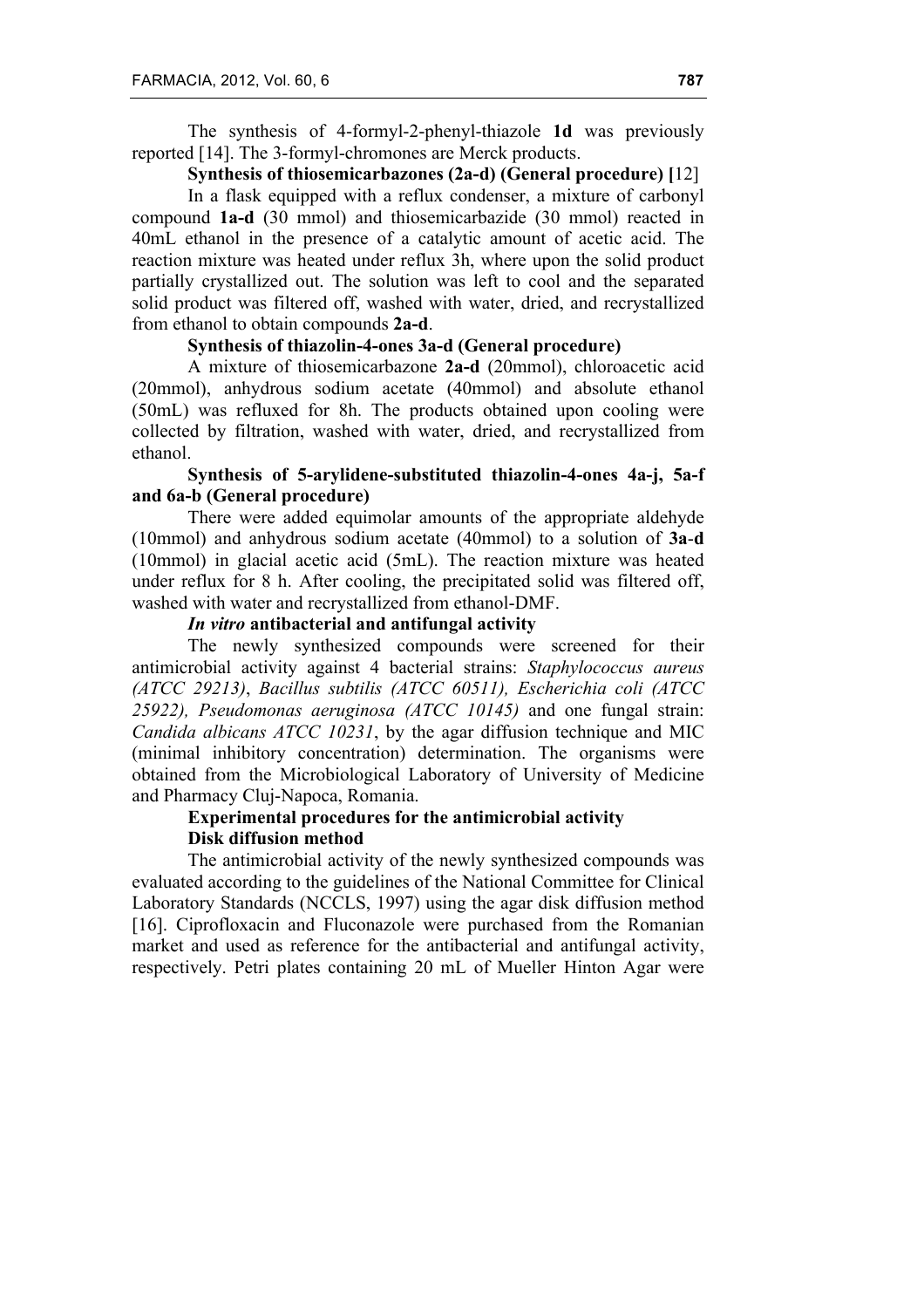The synthesis of 4-formyl-2-phenyl-thiazole **1d** was previously reported [14]. The 3-formyl-chromones are Merck products.

**Synthesis of thiosemicarbazones (2a-d) (General procedure) [**12]

In a flask equipped with a reflux condenser, a mixture of carbonyl compound **1a-d** (30 mmol) and thiosemicarbazide (30 mmol) reacted in 40mL ethanol in the presence of a catalytic amount of acetic acid. The reaction mixture was heated under reflux 3h, where upon the solid product partially crystallized out. The solution was left to cool and the separated solid product was filtered off, washed with water, dried, and recrystallized from ethanol to obtain compounds **2a-d**.

**Synthesis of thiazolin-4-ones 3a-d (General procedure)**

A mixture of thiosemicarbazone **2a-d** (20mmol), chloroacetic acid (20mmol), anhydrous sodium acetate (40mmol) and absolute ethanol (50mL) was refluxed for 8h. The products obtained upon cooling were collected by filtration, washed with water, dried, and recrystallized from ethanol.

**Synthesis of 5-arylidene-substituted thiazolin-4-ones 4a-j, 5a-f and 6a-b (General procedure)**

There were added equimolar amounts of the appropriate aldehyde (10mmol) and anhydrous sodium acetate (40mmol) to a solution of **3a**-**d** (10mmol) in glacial acetic acid (5mL). The reaction mixture was heated under reflux for 8 h. After cooling, the precipitated solid was filtered off, washed with water and recrystallized from ethanol-DMF.

***In vitro* antibacterial and antifungal activity**

The newly synthesized compounds were screened for their antimicrobial activity against 4 bacterial strains: *Staphylococcus aureus (ATCC 29213)*, *Bacillus subtilis (ATCC 60511), Escherichia coli (ATCC 25922), Pseudomonas aeruginosa (ATCC 10145)* and one fungal strain: *Candida albicans ATCC 10231*, by the agar diffusion technique and MIC (minimal inhibitory concentration) determination. The organisms were obtained from the Microbiological Laboratory of University of Medicine and Pharmacy Cluj-Napoca, Romania.

**Experimental procedures for the antimicrobial activity**

**Disk diffusion method**

The antimicrobial activity of the newly synthesized compounds was evaluated according to the guidelines of the National Committee for Clinical Laboratory Standards (NCCLS, 1997) using the agar disk diffusion method [16]. Ciprofloxacin and Fluconazole were purchased from the Romanian market and used as reference for the antibacterial and antifungal activity, respectively. Petri plates containing 20 mL of Mueller Hinton Agar were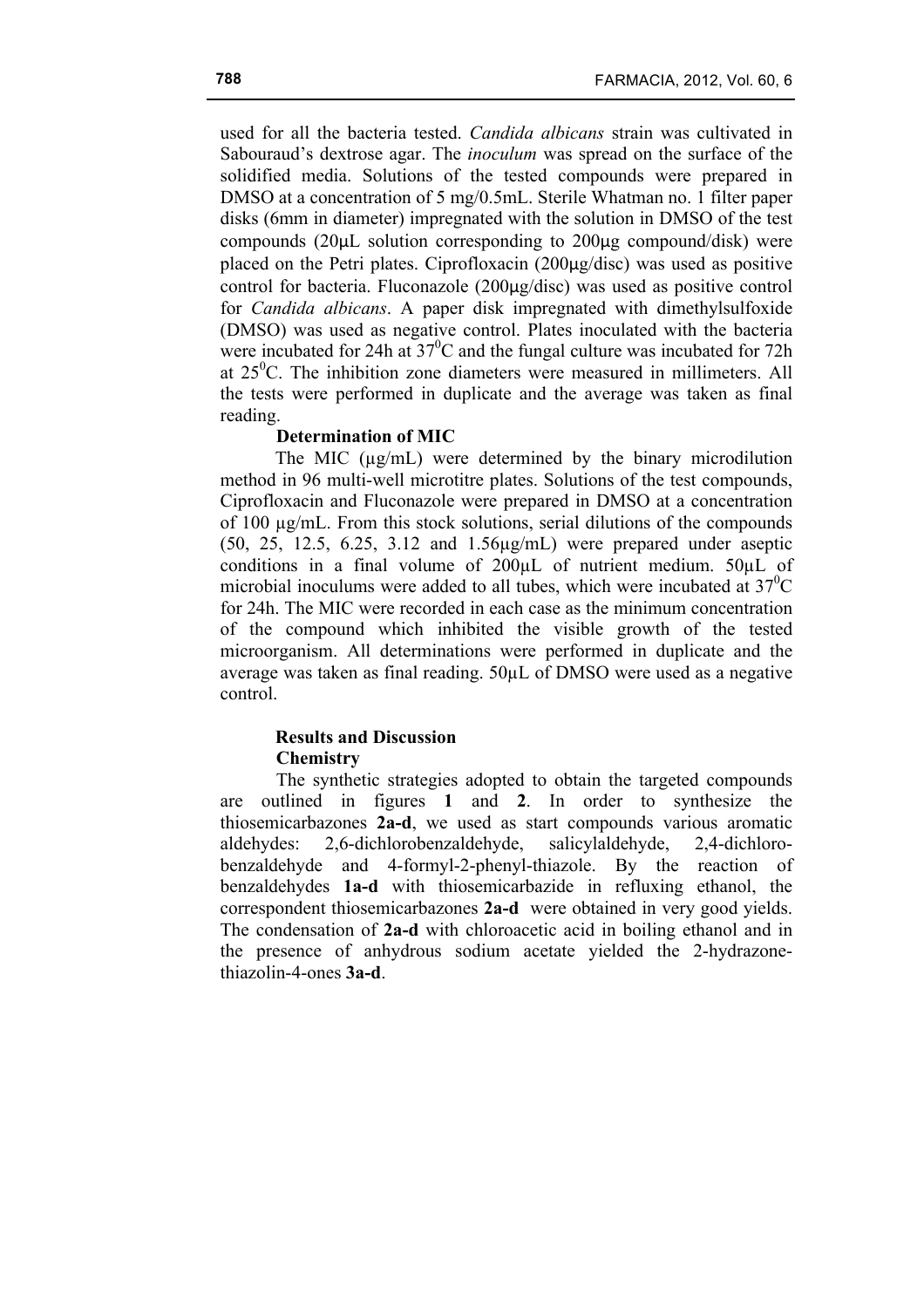used for all the bacteria tested. *Candida albicans* strain was cultivated in Sabouraud's dextrose agar. The *inoculum* was spread on the surface of the solidified media. Solutions of the tested compounds were prepared in DMSO at a concentration of 5 mg/0.5mL. Sterile Whatman no. 1 filter paper disks (6mm in diameter) impregnated with the solution in DMSO of the test compounds (20µL solution corresponding to 200µg compound/disk) were placed on the Petri plates. Ciprofloxacin (200µg/disc) was used as positive control for bacteria. Fluconazole (200µg/disc) was used as positive control for *Candida albicans*. A paper disk impregnated with dimethylsulfoxide (DMSO) was used as negative control. Plates inoculated with the bacteria were incubated for 24h at $37^0$C and the fungal culture was incubated for 72h at $25^0$C. The inhibition zone diameters were measured in millimeters. All the tests were performed in duplicate and the average was taken as final reading.

**Determination of MIC**

The MIC (µg/mL) were determined by the binary microdilution method in 96 multi-well microtitre plates. Solutions of the test compounds, Ciprofloxacin and Fluconazole were prepared in DMSO at a concentration of 100 µg/mL. From this stock solutions, serial dilutions of the compounds (50, 25, 12.5, 6.25, 3.12 and 1.56µg/mL) were prepared under aseptic conditions in a final volume of 200µL of nutrient medium. 50µL of microbial inoculums were added to all tubes, which were incubated at $37^0$C for 24h. The MIC were recorded in each case as the minimum concentration of the compound which inhibited the visible growth of the tested microorganism. All determinations were performed in duplicate and the average was taken as final reading. 50µL of DMSO were used as a negative control.

## Results and Discussion

### Chemistry

The synthetic strategies adopted to obtain the targeted compounds are outlined in figures **1** and **2**. In order to synthesize the thiosemicarbazones **2a-d**, we used as start compounds various aromatic aldehydes: 2,6-dichlorobenzaldehyde, salicylaldehyde, 2,4-dichlorobenzaldehyde and 4-formyl-2-phenyl-thiazole. By the reaction of benzaldehydes **1a-d** with thiosemicarbazide in refluxing ethanol, the correspondent thiosemicarbazones **2a-d** were obtained in very good yields. The condensation of **2a-d** with chloroacetic acid in boiling ethanol and in the presence of anhydrous sodium acetate yielded the 2-hydrazone-thiazolin-4-ones **3a-d**.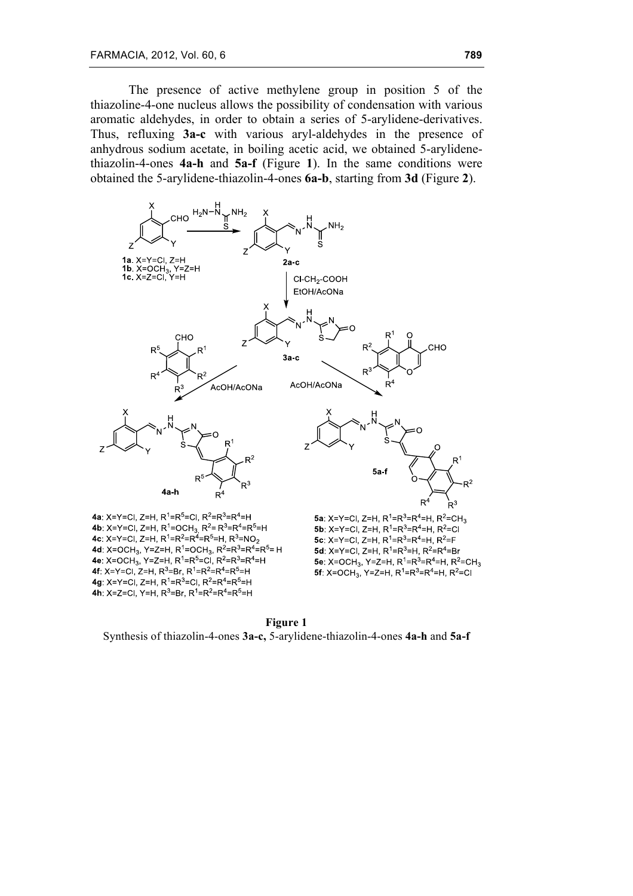The presence of active methylene group in position 5 of the thiazoline-4-one nucleus allows the possibility of condensation with various aromatic aldehydes, in order to obtain a series of 5-arylidene-derivatives. Thus, refluxing **3a-c** with various aryl-aldehydes in the presence of anhydrous sodium acetate, in boiling acetic acid, we obtained 5-arylidene-thiazolin-4-ones **4a-h** and **5a-f** (Figure **1**). In the same conditions were obtained the 5-arylidene-thiazolin-4-ones **6a-b**, starting from **3d** (Figure **2**).

**1a**. X=Y=Cl, Z=H
**1b**. X=$OCH_3$, Y=Z=H
**1c**. X=Z=Cl, Y=H

**4a**: X=Y=Cl, Z=H, $R^1$=$R^5$=Cl, $R^2$=$R^3$=$R^4$=H
**4b**: X=Y=Cl, Z=H, $R^1$=$OCH_3$, $R^2$=$R^3$=$R^4$=$R^5$=H
**4c**: X=Y=Cl, Z=H, $R^1$=$R^2$=$R^4$=$R^5$=H, $R^3$=$NO_2$
**4d**: X=$OCH_3$, Y=Z=H, $R^1$=$OCH_3$, $R^2$=$R^3$=$R^4$=$R^5$=H
**4e**: X=$OCH_3$, Y=Z=H, $R^1$=$R^5$=Cl, $R^2$=$R^3$=$R^4$=H
**4f**: X=Y=Cl, Z=H, $R^3$=Br, $R^1$=$R^2$=$R^4$=$R^5$=H
**4g**: X=Y=Cl, Z=H, $R^1$=$R^3$=Cl, $R^2$=$R^4$=$R^5$=H
**4h**: X=Z=Cl, Y=H, $R^3$=Br, $R^1$=$R^2$=$R^4$=$R^5$=H

**5a**: X=Y=Cl, Z=H, $R^1$=$R^3$=$R^4$=H, $R^2$=$CH_3$
**5b**: X=Y=Cl, Z=H, $R^1$=$R^3$=$R^4$=H, $R^2$=Cl
**5c**: X=Y=Cl, Z=H, $R^1$=$R^3$=$R^4$=H, $R^2$=F
**5d**: X=Y=Cl, Z=H, $R^1$=$R^3$=H, $R^2$=$R^4$=Br
**5e**: X=$OCH_3$, Y=Z=H, $R^1$=$R^3$=$R^4$=H, $R^2$=$CH_3$
**5f**: X=$OCH_3$, Y=Z=H, $R^1$=$R^3$=$R^4$=H, $R^2$=Cl

**Figure 1**
Synthesis of thiazolin-4-ones **3a-c,** 5-arylidene-thiazolin-4-ones **4a-h** and **5a-f**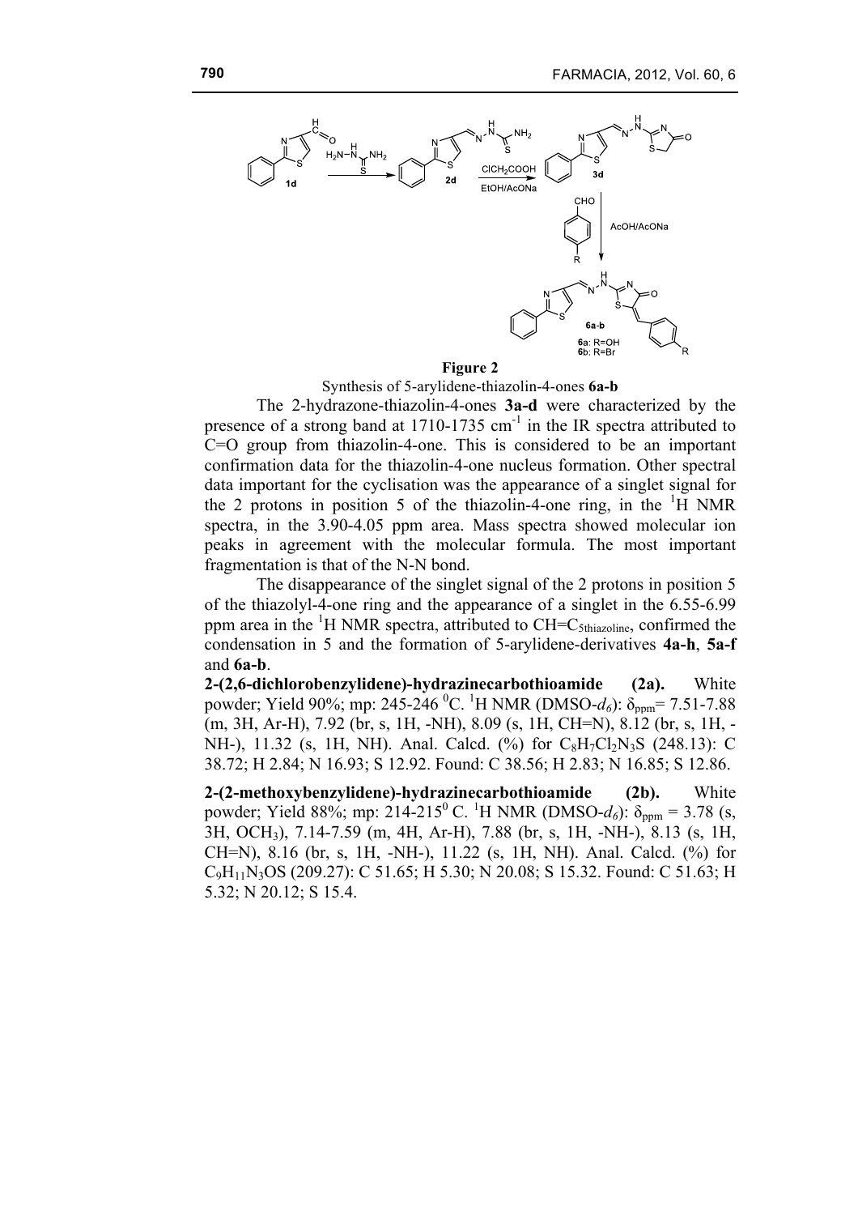**Figure 2**

Synthesis of 5-arylidene-thiazolin-4-ones **6a-b**

The 2-hydrazone-thiazolin-4-ones **3a-d** were characterized by the presence of a strong band at 1710-1735 $cm^{-1}$ in the IR spectra attributed to C=O group from thiazolin-4-one. This is considered to be an important confirmation data for the thiazolin-4-one nucleus formation. Other spectral data important for the cyclisation was the appearance of a singlet signal for the 2 protons in position 5 of the thiazolin-4-one ring, in the $^1H$ NMR spectra, in the 3.90-4.05 ppm area. Mass spectra showed molecular ion peaks in agreement with the molecular formula. The most important fragmentation is that of the N-N bond.

The disappearance of the singlet signal of the 2 protons in position 5 of the thiazolyl-4-one ring and the appearance of a singlet in the 6.55-6.99 ppm area in the $^1H$ NMR spectra, attributed to $CH=C_{5thiazoline}$, confirmed the condensation in 5 and the formation of 5-arylidene-derivatives **4a-h**, **5a-f** and **6a-b**.

**2-(2,6-dichlorobenzylidene)-hydrazinecarbothioamide (2a).** White powder; Yield 90%; mp: 245-246 $^0$C. $^1H$ NMR (DMSO-$d_6$): $\delta_{ppm}$= 7.51-7.88 (m, 3H, Ar-H), 7.92 (br, s, 1H, -NH), 8.09 (s, 1H, CH=N), 8.12 (br, s, 1H, -NH-), 11.32 (s, 1H, NH). Anal. Calcd. (%) for $C_8H_7Cl_2N_3S$ (248.13): C 38.72; H 2.84; N 16.93; S 12.92. Found: C 38.56; H 2.83; N 16.85; S 12.86.

**2-(2-methoxybenzylidene)-hydrazinecarbothioamide (2b).** White powder; Yield 88%; mp: 214-215$^0$ C. $^1H$ NMR (DMSO-$d_6$): $\delta_{ppm}$ = 3.78 (s, 3H, $OCH_3$), 7.14-7.59 (m, 4H, Ar-H), 7.88 (br, s, 1H, -NH-), 8.13 (s, 1H, CH=N), 8.16 (br, s, 1H, -NH-), 11.22 (s, 1H, NH). Anal. Calcd. (%) for $C_9H_{11}N_3OS$ (209.27): C 51.65; H 5.30; N 20.08; S 15.32. Found: C 51.63; H 5.32; N 20.12; S 15.4.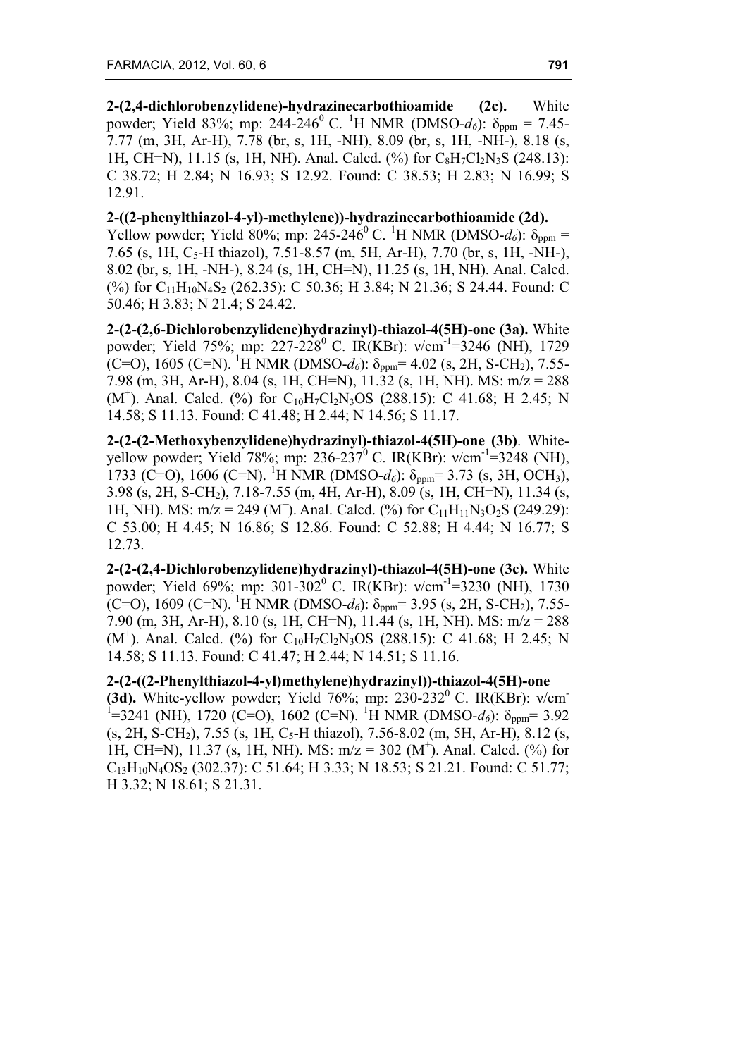**2-(2,4-dichlorobenzylidene)-hydrazinecarbothioamide (2c).** White powder; Yield 83%; mp: 244-246$^0$ C. $^1$H NMR (DMSO-$d_6$): $\delta_{ppm}$ = 7.45-7.77 (m, 3H, Ar-H), 7.78 (br, s, 1H, -NH), 8.09 (br, s, 1H, -NH-), 8.18 (s, 1H, CH=N), 11.15 (s, 1H, NH). Anal. Calcd. (%) for $C_8H_7Cl_2N_3S$ (248.13): C 38.72; H 2.84; N 16.93; S 12.92. Found: C 38.53; H 2.83; N 16.99; S 12.91.

**2-((2-phenylthiazol-4-yl)-methylene))-hydrazinecarbothioamide (2d).** Yellow powder; Yield 80%; mp: 245-246$^0$ C. $^1$H NMR (DMSO-$d_6$): $\delta_{ppm}$ = 7.65 (s, 1H, $C_5$-H thiazol), 7.51-8.57 (m, 5H, Ar-H), 7.70 (br, s, 1H, -NH-), 8.02 (br, s, 1H, -NH-), 8.24 (s, 1H, CH=N), 11.25 (s, 1H, NH). Anal. Calcd. (%) for $C_{11}H_{10}N_4S_2$ (262.35): C 50.36; H 3.84; N 21.36; S 24.44. Found: C 50.46; H 3.83; N 21.4; S 24.42.

**2-(2-(2,6-Dichlorobenzylidene)hydrazinyl)-thiazol-4(5H)-one (3a).** White powder; Yield 75%; mp: 227-228$^0$ C. IR(KBr): ν/cm$^{-1}$=3246 (NH), 1729 (C=O), 1605 (C=N). $^1$H NMR (DMSO-$d_6$): $\delta_{ppm}$= 4.02 (s, 2H, S-$CH_2$), 7.55-7.98 (m, 3H, Ar-H), 8.04 (s, 1H, CH=N), 11.32 (s, 1H, NH). MS: m/z = 288 ($M^+$). Anal. Calcd. (%) for $C_{10}H_7Cl_2N_3OS$ (288.15): C 41.68; H 2.45; N 14.58; S 11.13. Found: C 41.48; H 2.44; N 14.56; S 11.17.

**2-(2-(2-Methoxybenzylidene)hydrazinyl)-thiazol-4(5H)-one (3b)**. White-yellow powder; Yield 78%; mp: 236-237$^0$ C. IR(KBr): ν/cm$^{-1}$=3248 (NH), 1733 (C=O), 1606 (C=N). $^1$H NMR (DMSO-$d_6$): $\delta_{ppm}$= 3.73 (s, 3H, $OCH_3$), 3.98 (s, 2H, S-$CH_2$), 7.18-7.55 (m, 4H, Ar-H), 8.09 (s, 1H, CH=N), 11.34 (s, 1H, NH). MS: m/z = 249 ($M^+$). Anal. Calcd. (%) for $C_{11}H_{11}N_3O_2S$ (249.29): C 53.00; H 4.45; N 16.86; S 12.86. Found: C 52.88; H 4.44; N 16.77; S 12.73.

**2-(2-(2,4-Dichlorobenzylidene)hydrazinyl)-thiazol-4(5H)-one (3c).** White powder; Yield 69%; mp: 301-302$^0$ C. IR(KBr): ν/cm$^{-1}$=3230 (NH), 1730 (C=O), 1609 (C=N). $^1$H NMR (DMSO-$d_6$): $\delta_{ppm}$= 3.95 (s, 2H, S-$CH_2$), 7.55-7.90 (m, 3H, Ar-H), 8.10 (s, 1H, CH=N), 11.44 (s, 1H, NH). MS: m/z = 288 ($M^+$). Anal. Calcd. (%) for $C_{10}H_7Cl_2N_3OS$ (288.15): C 41.68; H 2.45; N 14.58; S 11.13. Found: C 41.47; H 2.44; N 14.51; S 11.16.

**2-(2-((2-Phenylthiazol-4-yl)methylene)hydrazinyl))-thiazol-4(5H)-one (3d).** White-yellow powder; Yield 76%; mp: 230-232$^0$ C. IR(KBr): ν/cm$^{-1}$=3241 (NH), 1720 (C=O), 1602 (C=N). $^1$H NMR (DMSO-$d_6$): $\delta_{ppm}$= 3.92 (s, 2H, S-$CH_2$), 7.55 (s, 1H, $C_5$-H thiazol), 7.56-8.02 (m, 5H, Ar-H), 8.12 (s, 1H, CH=N), 11.37 (s, 1H, NH). MS: m/z = 302 ($M^+$). Anal. Calcd. (%) for $C_{13}H_{10}N_4OS_2$ (302.37): C 51.64; H 3.33; N 18.53; S 21.21. Found: C 51.77; H 3.32; N 18.61; S 21.31.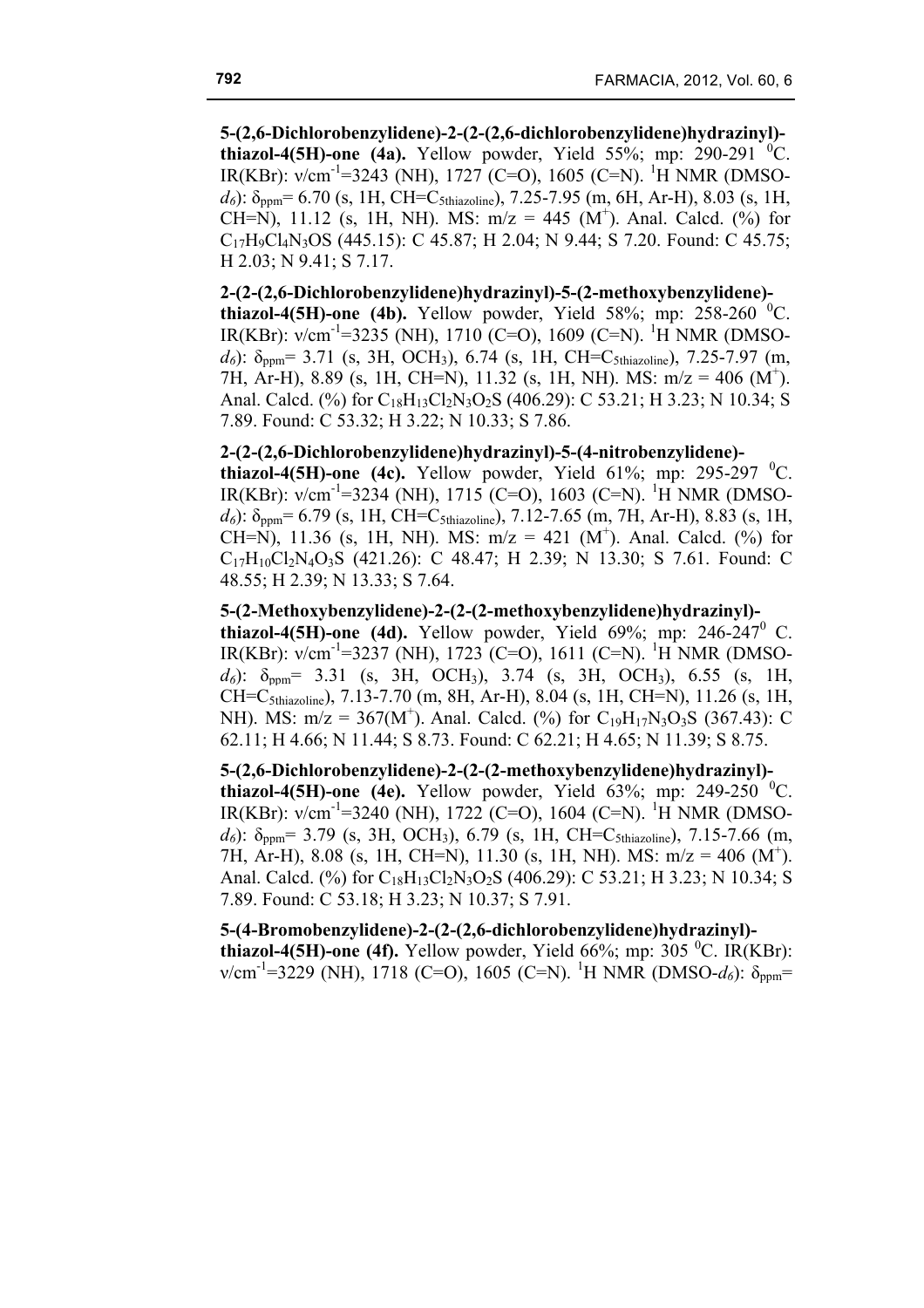**5-(2,6-Dichlorobenzylidene)-2-(2-(2,6-dichlorobenzylidene)hydrazinyl)-thiazol-4(5H)-one (4a).** Yellow powder, Yield 55%; mp: 290-291 $^0$C. IR(KBr): $\nu$/cm$^{-1}$=3243 (NH), 1727 (C=O), 1605 (C=N). $^1$H NMR (DMSO-$d_6$): $\delta_{ppm}$= 6.70 (s, 1H, CH=C$_{5thiazoline}$), 7.25-7.95 (m, 6H, Ar-H), 8.03 (s, 1H, CH=N), 11.12 (s, 1H, NH). MS: m/z = 445 (M$^+$). Anal. Calcd. (%) for $C_{17}H_9Cl_4N_3OS$ (445.15): C 45.87; H 2.04; N 9.44; S 7.20. Found: C 45.75; H 2.03; N 9.41; S 7.17.

**2-(2-(2,6-Dichlorobenzylidene)hydrazinyl)-5-(2-methoxybenzylidene)-thiazol-4(5H)-one (4b).** Yellow powder, Yield 58%; mp: 258-260 $^0$C. IR(KBr): $\nu$/cm$^{-1}$=3235 (NH), 1710 (C=O), 1609 (C=N). $^1$H NMR (DMSO-$d_6$): $\delta_{ppm}$= 3.71 (s, 3H, OCH$_3$), 6.74 (s, 1H, CH=C$_{5thiazoline}$), 7.25-7.97 (m, 7H, Ar-H), 8.89 (s, 1H, CH=N), 11.32 (s, 1H, NH). MS: m/z = 406 (M$^+$). Anal. Calcd. (%) for $C_{18}H_{13}Cl_2N_3O_2S$ (406.29): C 53.21; H 3.23; N 10.34; S 7.89. Found: C 53.32; H 3.22; N 10.33; S 7.86.

**2-(2-(2,6-Dichlorobenzylidene)hydrazinyl)-5-(4-nitrobenzylidene)-thiazol-4(5H)-one (4c).** Yellow powder, Yield 61%; mp: 295-297 $^0$C. IR(KBr): $\nu$/cm$^{-1}$=3234 (NH), 1715 (C=O), 1603 (C=N). $^1$H NMR (DMSO-$d_6$): $\delta_{ppm}$= 6.79 (s, 1H, CH=C$_{5thiazoline}$), 7.12-7.65 (m, 7H, Ar-H), 8.83 (s, 1H, CH=N), 11.36 (s, 1H, NH). MS: m/z = 421 (M$^+$). Anal. Calcd. (%) for $C_{17}H_{10}Cl_2N_4O_3S$ (421.26): C 48.47; H 2.39; N 13.30; S 7.61. Found: C 48.55; H 2.39; N 13.33; S 7.64.

**5-(2-Methoxybenzylidene)-2-(2-(2-methoxybenzylidene)hydrazinyl)-thiazol-4(5H)-one (4d).** Yellow powder, Yield 69%; mp: 246-247$^0$ C. IR(KBr): $\nu$/cm$^{-1}$=3237 (NH), 1723 (C=O), 1611 (C=N). $^1$H NMR (DMSO-$d_6$): $\delta_{ppm}$= 3.31 (s, 3H, OCH$_3$), 3.74 (s, 3H, OCH$_3$), 6.55 (s, 1H, CH=C$_{5thiazoline}$), 7.13-7.70 (m, 8H, Ar-H), 8.04 (s, 1H, CH=N), 11.26 (s, 1H, NH). MS: m/z = 367(M$^+$). Anal. Calcd. (%) for $C_{19}H_{17}N_3O_3S$ (367.43): C 62.11; H 4.66; N 11.44; S 8.73. Found: C 62.21; H 4.65; N 11.39; S 8.75.

**5-(2,6-Dichlorobenzylidene)-2-(2-(2-methoxybenzylidene)hydrazinyl)-thiazol-4(5H)-one (4e).** Yellow powder, Yield 63%; mp: 249-250 $^0$C. IR(KBr): $\nu$/cm$^{-1}$=3240 (NH), 1722 (C=O), 1604 (C=N). $^1$H NMR (DMSO-$d_6$): $\delta_{ppm}$= 3.79 (s, 3H, OCH$_3$), 6.79 (s, 1H, CH=C$_{5thiazoline}$), 7.15-7.66 (m, 7H, Ar-H), 8.08 (s, 1H, CH=N), 11.30 (s, 1H, NH). MS: m/z = 406 (M$^+$). Anal. Calcd. (%) for $C_{18}H_{13}Cl_2N_3O_2S$ (406.29): C 53.21; H 3.23; N 10.34; S 7.89. Found: C 53.18; H 3.23; N 10.37; S 7.91.

**5-(4-Bromobenzylidene)-2-(2-(2,6-dichlorobenzylidene)hydrazinyl)-thiazol-4(5H)-one (4f).** Yellow powder, Yield 66%; mp: 305 $^0$C. IR(KBr): $\nu$/cm$^{-1}$=3229 (NH), 1718 (C=O), 1605 (C=N). $^1$H NMR (DMSO-$d_6$): $\delta_{ppm}$=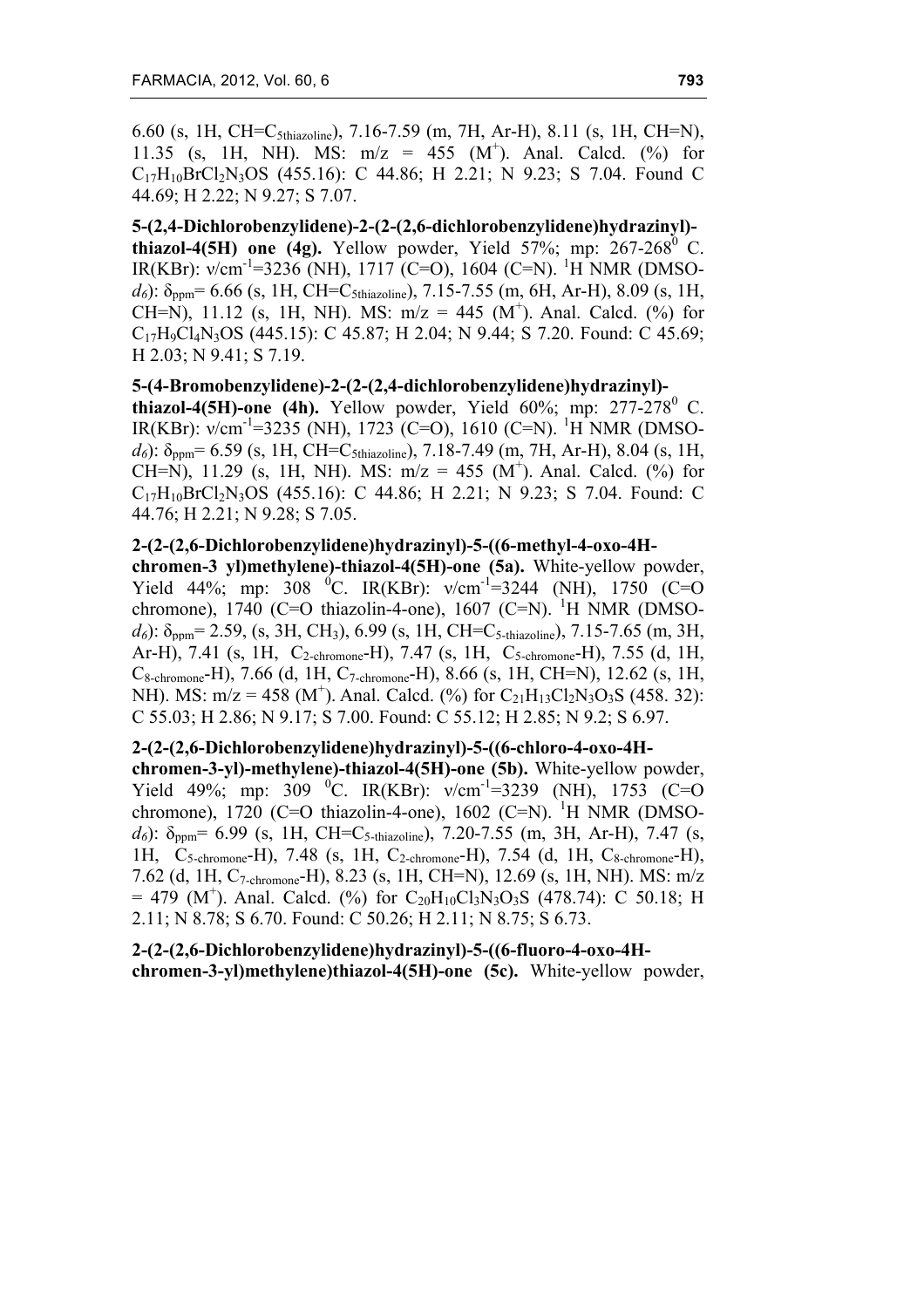6.60 (s, 1H, CH=$C_{5thiazoline}$), 7.16-7.59 (m, 7H, Ar-H), 8.11 (s, 1H, CH=N), 11.35 (s, 1H, NH). MS: m/z = 455 ($M^+$). Anal. Calcd. (%) for $C_{17}H_{10}BrCl_2N_3OS$ (455.16): C 44.86; H 2.21; N 9.23; S 7.04. Found C 44.69; H 2.22; N 9.27; S 7.07.

**5-(2,4-Dichlorobenzylidene)-2-(2-(2,6-dichlorobenzylidene)hydrazinyl)-thiazol-4(5H) one (4g).** Yellow powder, Yield 57%; mp: 267-268$^0$ C. IR(KBr): ν/cm$^{-1}$=3236 (NH), 1717 (C=O), 1604 (C=N). $^1$H NMR (DMSO-*d$_6$*): $\delta_{ppm}$= 6.66 (s, 1H, CH=$C_{5thiazoline}$), 7.15-7.55 (m, 6H, Ar-H), 8.09 (s, 1H, CH=N), 11.12 (s, 1H, NH). MS: m/z = 445 ($M^+$). Anal. Calcd. (%) for $C_{17}H_9Cl_4N_3OS$ (445.15): C 45.87; H 2.04; N 9.44; S 7.20. Found: C 45.69; H 2.03; N 9.41; S 7.19.

**5-(4-Bromobenzylidene)-2-(2-(2,4-dichlorobenzylidene)hydrazinyl)-thiazol-4(5H)-one (4h).** Yellow powder, Yield 60%; mp: 277-278$^0$ C. IR(KBr): ν/cm$^{-1}$=3235 (NH), 1723 (C=O), 1610 (C=N). $^1$H NMR (DMSO-*d$_6$*): $\delta_{ppm}$= 6.59 (s, 1H, CH=$C_{5thiazoline}$), 7.18-7.49 (m, 7H, Ar-H), 8.04 (s, 1H, CH=N), 11.29 (s, 1H, NH). MS: m/z = 455 ($M^+$). Anal. Calcd. (%) for $C_{17}H_{10}BrCl_2N_3OS$ (455.16): C 44.86; H 2.21; N 9.23; S 7.04. Found: C 44.76; H 2.21; N 9.28; S 7.05.

**2-(2-(2,6-Dichlorobenzylidene)hydrazinyl)-5-((6-methyl-4-oxo-4H-chromen-3 yl)methylene)-thiazol-4(5H)-one (5a).** White-yellow powder, Yield 44%; mp: 308 $^0$C. IR(KBr): ν/cm$^{-1}$=3244 (NH), 1750 (C=O chromone), 1740 (C=O thiazolin-4-one), 1607 (C=N). $^1$H NMR (DMSO-*d$_6$*): $\delta_{ppm}$= 2.59, (s, 3H, $CH_3$), 6.99 (s, 1H, CH=$C_{5\text{-}thiazoline}$), 7.15-7.65 (m, 3H, Ar-H), 7.41 (s, 1H, $C_{2\text{-}chromone}$-H), 7.47 (s, 1H, $C_{5\text{-}chromone}$-H), 7.55 (d, 1H, $C_{8\text{-}chromone}$-H), 7.66 (d, 1H, $C_{7\text{-}chromone}$-H), 8.66 (s, 1H, CH=N), 12.62 (s, 1H, NH). MS: m/z = 458 ($M^+$). Anal. Calcd. (%) for $C_{21}H_{13}Cl_2N_3O_3S$ (458. 32): C 55.03; H 2.86; N 9.17; S 7.00. Found: C 55.12; H 2.85; N 9.2; S 6.97.

**2-(2-(2,6-Dichlorobenzylidene)hydrazinyl)-5-((6-chloro-4-oxo-4H-chromen-3-yl)-methylene)-thiazol-4(5H)-one (5b).** White-yellow powder, Yield 49%; mp: 309 $^0$C. IR(KBr): ν/cm$^{-1}$=3239 (NH), 1753 (C=O chromone), 1720 (C=O thiazolin-4-one), 1602 (C=N). $^1$H NMR (DMSO-*d$_6$*): $\delta_{ppm}$= 6.99 (s, 1H, CH=$C_{5\text{-}thiazoline}$), 7.20-7.55 (m, 3H, Ar-H), 7.47 (s, 1H, $C_{5\text{-}chromone}$-H), 7.48 (s, 1H, $C_{2\text{-}chromone}$-H), 7.54 (d, 1H, $C_{8\text{-}chromone}$-H), 7.62 (d, 1H, $C_{7\text{-}chromone}$-H), 8.23 (s, 1H, CH=N), 12.69 (s, 1H, NH). MS: m/z = 479 ($M^+$). Anal. Calcd. (%) for $C_{20}H_{10}Cl_3N_3O_3S$ (478.74): C 50.18; H 2.11; N 8.78; S 6.70. Found: C 50.26; H 2.11; N 8.75; S 6.73.

**2-(2-(2,6-Dichlorobenzylidene)hydrazinyl)-5-((6-fluoro-4-oxo-4H-chromen-3-yl)methylene)thiazol-4(5H)-one (5c).** White-yellow powder,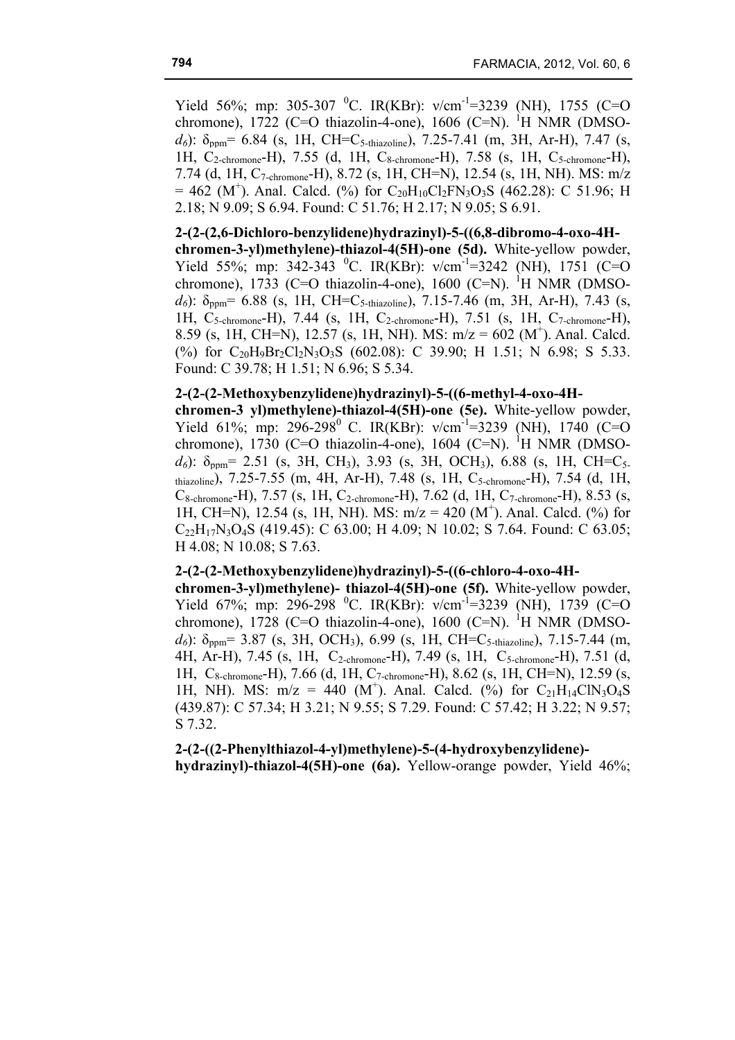Yield 56%; mp: 305-307 $^0$C. IR(KBr): ν/cm$^{-1}$=3239 (NH), 1755 (C=O chromone), 1722 (C=O thiazolin-4-one), 1606 (C=N). $^1$H NMR (DMSO-$d_6$): $\delta_{ppm}$= 6.84 (s, 1H, CH=C$_{5\text{-thiazoline}}$), 7.25-7.41 (m, 3H, Ar-H), 7.47 (s, 1H, C$_{2\text{-chromone}}$-H), 7.55 (d, 1H, C$_{8\text{-chromone}}$-H), 7.58 (s, 1H, C$_{5\text{-chromone}}$-H), 7.74 (d, 1H, C$_{7\text{-chromone}}$-H), 8.72 (s, 1H, CH=N), 12.54 (s, 1H, NH). MS: m/z = 462 (M$^+$). Anal. Calcd. (%) for $C_{20}H_{10}Cl_2FN_3O_3S$ (462.28): C 51.96; H 2.18; N 9.09; S 6.94. Found: C 51.76; H 2.17; N 9.05; S 6.91.

**2-(2-(2,6-Dichloro-benzylidene)hydrazinyl)-5-((6,8-dibromo-4-oxo-4H-chromen-3-yl)methylene)-thiazol-4(5H)-one (5d).** White-yellow powder, Yield 55%; mp: 342-343 $^0$C. IR(KBr): ν/cm$^{-1}$=3242 (NH), 1751 (C=O chromone), 1733 (C=O thiazolin-4-one), 1600 (C=N). $^1$H NMR (DMSO-$d_6$): $\delta_{ppm}$= 6.88 (s, 1H, CH=C$_{5\text{-thiazoline}}$), 7.15-7.46 (m, 3H, Ar-H), 7.43 (s, 1H, C$_{5\text{-chromone}}$-H), 7.44 (s, 1H, C$_{2\text{-chromone}}$-H), 7.51 (s, 1H, C$_{7\text{-chromone}}$-H), 8.59 (s, 1H, CH=N), 12.57 (s, 1H, NH). MS: m/z = 602 (M$^+$). Anal. Calcd. (%) for $C_{20}H_9Br_2Cl_2N_3O_3S$ (602.08): C 39.90; H 1.51; N 6.98; S 5.33. Found: C 39.78; H 1.51; N 6.96; S 5.34.

**2-(2-(2-Methoxybenzylidene)hydrazinyl)-5-((6-methyl-4-oxo-4H-chromen-3 yl)methylene)-thiazol-4(5H)-one (5e).** White-yellow powder, Yield 61%; mp: 296-298$^0$ C. IR(KBr): ν/cm$^{-1}$=3239 (NH), 1740 (C=O chromone), 1730 (C=O thiazolin-4-one), 1604 (C=N). $^1$H NMR (DMSO-$d_6$): $\delta_{ppm}$= 2.51 (s, 3H, CH$_3$), 3.93 (s, 3H, OCH$_3$), 6.88 (s, 1H, CH=C$_{5\text{-thiazoline}}$), 7.25-7.55 (m, 4H, Ar-H), 7.48 (s, 1H, C$_{5\text{-chromone}}$-H), 7.54 (d, 1H, C$_{8\text{-chromone}}$-H), 7.57 (s, 1H, C$_{2\text{-chromone}}$-H), 7.62 (d, 1H, C$_{7\text{-chromone}}$-H), 8.53 (s, 1H, CH=N), 12.54 (s, 1H, NH). MS: m/z = 420 (M$^+$). Anal. Calcd. (%) for $C_{22}H_{17}N_3O_4S$ (419.45): C 63.00; H 4.09; N 10.02; S 7.64. Found: C 63.05; H 4.08; N 10.08; S 7.63.

**2-(2-(2-Methoxybenzylidene)hydrazinyl)-5-((6-chloro-4-oxo-4H-chromen-3-yl)methylene)- thiazol-4(5H)-one (5f).** White-yellow powder, Yield 67%; mp: 296-298 $^0$C. IR(KBr): ν/cm$^{-1}$=3239 (NH), 1739 (C=O chromone), 1728 (C=O thiazolin-4-one), 1600 (C=N). $^1$H NMR (DMSO-$d_6$): $\delta_{ppm}$= 3.87 (s, 3H, OCH$_3$), 6.99 (s, 1H, CH=C$_{5\text{-thiazoline}}$), 7.15-7.44 (m, 4H, Ar-H), 7.45 (s, 1H, C$_{2\text{-chromone}}$-H), 7.49 (s, 1H, C$_{5\text{-chromone}}$-H), 7.51 (d, 1H, C$_{8\text{-chromone}}$-H), 7.66 (d, 1H, C$_{7\text{-chromone}}$-H), 8.62 (s, 1H, CH=N), 12.59 (s, 1H, NH). MS: m/z = 440 (M$^+$). Anal. Calcd. (%) for $C_{21}H_{14}ClN_3O_4S$ (439.87): C 57.34; H 3.21; N 9.55; S 7.29. Found: C 57.42; H 3.22; N 9.57; S 7.32.

**2-(2-((2-Phenylthiazol-4-yl)methylene)-5-(4-hydroxybenzylidene)-hydrazinyl)-thiazol-4(5H)-one (6a).** Yellow-orange powder, Yield 46%;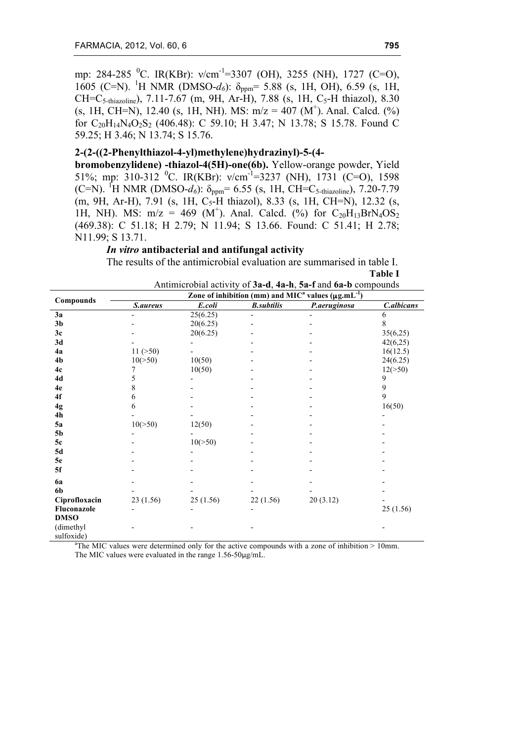mp: 284-285 $^0$C. IR(KBr): ν/cm$^{-1}$=3307 (OH), 3255 (NH), 1727 (C=O), 1605 (C=N). $^1$H NMR (DMSO-$d_6$): $\delta_{ppm}$= 5.88 (s, 1H, OH), 6.59 (s, 1H, CH=C$_{5\text{-thiazoline}}$), 7.11-7.67 (m, 9H, Ar-H), 7.88 (s, 1H, C$_5$-H thiazol), 8.30 (s, 1H, CH=N), 12.40 (s, 1H, NH). MS: m/z = 407 (M$^+$). Anal. Calcd. (%) for $C_{20}H_{14}N_4O_2S_2$ (406.48): C 59.10; H 3.47; N 13.78; S 15.78. Found C 59.25; H 3.46; N 13.74; S 15.76.

**2-(2-((2-Phenylthiazol-4-yl)methylene)hydrazinyl)-5-(4-bromobenzylidene) -thiazol-4(5H)-one(6b).** Yellow-orange powder, Yield 51%; mp: 310-312 $^0$C. IR(KBr): ν/cm$^{-1}$=3237 (NH), 1731 (C=O), 1598 (C=N). $^1$H NMR (DMSO-$d_6$): $\delta_{ppm}$= 6.55 (s, 1H, CH=C$_{5\text{-thiazoline}}$), 7.20-7.79 (m, 9H, Ar-H), 7.91 (s, 1H, C$_5$-H thiazol), 8.33 (s, 1H, CH=N), 12.32 (s, 1H, NH). MS: m/z = 469 (M$^+$). Anal. Calcd. (%) for $C_{20}H_{13}BrN_4OS_2$ (469.38): C 51.18; H 2.79; N 11.94; S 13.66. Found: C 51.41; H 2.78; N11.99; S 13.71.

### *In vitro* antibacterial and antifungal activity

The results of the antimicrobial evaluation are summarised in table I.

**Table I**

Antimicrobial activity of **3a-d**, **4a-h**, **5a-f** and **6a-b** compounds

| Compounds | Zone of inhibition (mm) and MIC[a] values (μg.mL$^{-1}$) | | | | |
|---|---|---|---|---|---|
| | *S.aureus* | *E.coli* | *B.subtilis* | *P.aeruginosa* | *C.albicans* |
| **3a** | - | 25(6.25) | - | - | 6 |
| **3b** | - | 20(6.25) | - | - | 8 |
| **3c** | - | 20(6.25) | - | - | 35(6,25) |
| **3d** | - | - | - | - | 42(6,25) |
| **4a** | 11 (>50) | - | - | - | 16(12.5) |
| **4b** | 10(>50) | 10(50) | - | - | 24(6.25) |
| **4c** | 7 | 10(50) | - | - | 12(>50) |
| **4d** | 5 | - | - | - | 9 |
| **4e** | 8 | - | - | - | 9 |
| **4f** | 6 | - | - | - | 9 |
| **4g** | 6 | - | - | - | 16(50) |
| **4h** | - | - | - | - | - |
| **5a** | 10(>50) | 12(50) | - | - | - |
| **5b** | - | - | - | - | - |
| **5c** | - | 10(>50) | - | - | - |
| **5d** | - | - | - | - | - |
| **5e** | - | - | - | - | - |
| **5f** | - | - | - | - | - |
| **6a** | - | - | - | - | - |
| **6b** | - | - | - | - | - |
| **Ciprofloxacin** | 23 (1.56) | 25 (1.56) | 22 (1.56) | 20 (3.12) | - |
| **Fluconazole** | - | - | - | | 25 (1.56) |
| **DMSO** (dimethyl sulfoxide) | - | - | - | | - |

[a]The MIC values were determined only for the active compounds with a zone of inhibition > 10mm. The MIC values were evaluated in the range 1.56-50μg/mL.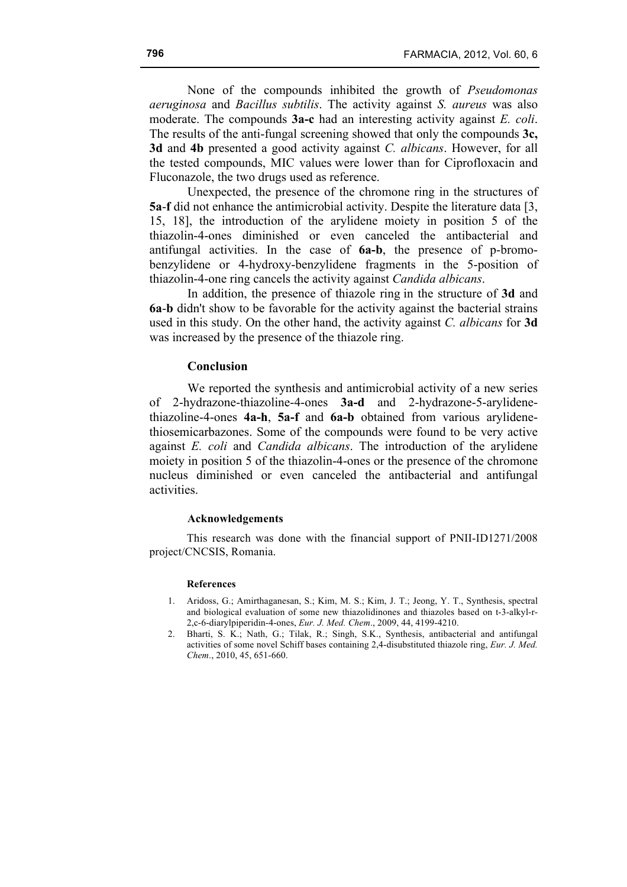None of the compounds inhibited the growth of *Pseudomonas aeruginosa* and *Bacillus subtilis*. The activity against *S. aureus* was also moderate. The compounds **3a-c** had an interesting activity against *E. coli*. The results of the anti-fungal screening showed that only the compounds **3c, 3d** and **4b** presented a good activity against *C. albicans*. However, for all the tested compounds, MIC values were lower than for Ciprofloxacin and Fluconazole, the two drugs used as reference.

Unexpected, the presence of the chromone ring in the structures of **5a**-**f** did not enhance the antimicrobial activity. Despite the literature data [3, 15, 18], the introduction of the arylidene moiety in position 5 of the thiazolin-4-ones diminished or even canceled the antibacterial and antifungal activities. In the case of **6a-b**, the presence of p-bromo-benzylidene or 4-hydroxy-benzylidene fragments in the 5-position of thiazolin-4-one ring cancels the activity against *Candida albicans*.

In addition, the presence of thiazole ring in the structure of **3d** and **6a**-**b** didn't show to be favorable for the activity against the bacterial strains used in this study. On the other hand, the activity against *C. albicans* for **3d** was increased by the presence of the thiazole ring.

## Conclusion

We reported the synthesis and antimicrobial activity of a new series of 2-hydrazone-thiazoline-4-ones **3a-d** and 2-hydrazone-5-arylidene-thiazoline-4-ones **4a-h**, **5a-f** and **6a-b** obtained from various arylidene-thiosemicarbazones. Some of the compounds were found to be very active against *E. coli* and *Candida albicans*. The introduction of the arylidene moiety in position 5 of the thiazolin-4-ones or the presence of the chromone nucleus diminished or even canceled the antibacterial and antifungal activities.

### Acknowledgements

This research was done with the financial support of PNII-ID1271/2008 project/CNCSIS, Romania.

### References

1. Aridoss, G.; Amirthaganesan, S.; Kim, M. S.; Kim, J. T.; Jeong, Y. T., Synthesis, spectral and biological evaluation of some new thiazolidinones and thiazoles based on t-3-alkyl-r-2,c-6-diarylpiperidin-4-ones, *Eur. J. Med. Chem*., 2009, 44, 4199-4210.
2. Bharti, S. K.; Nath, G.; Tilak, R.; Singh, S.K., Synthesis, antibacterial and antifungal activities of some novel Schiff bases containing 2,4-disubstituted thiazole ring, *Eur. J. Med. Chem*., 2010, 45, 651-660.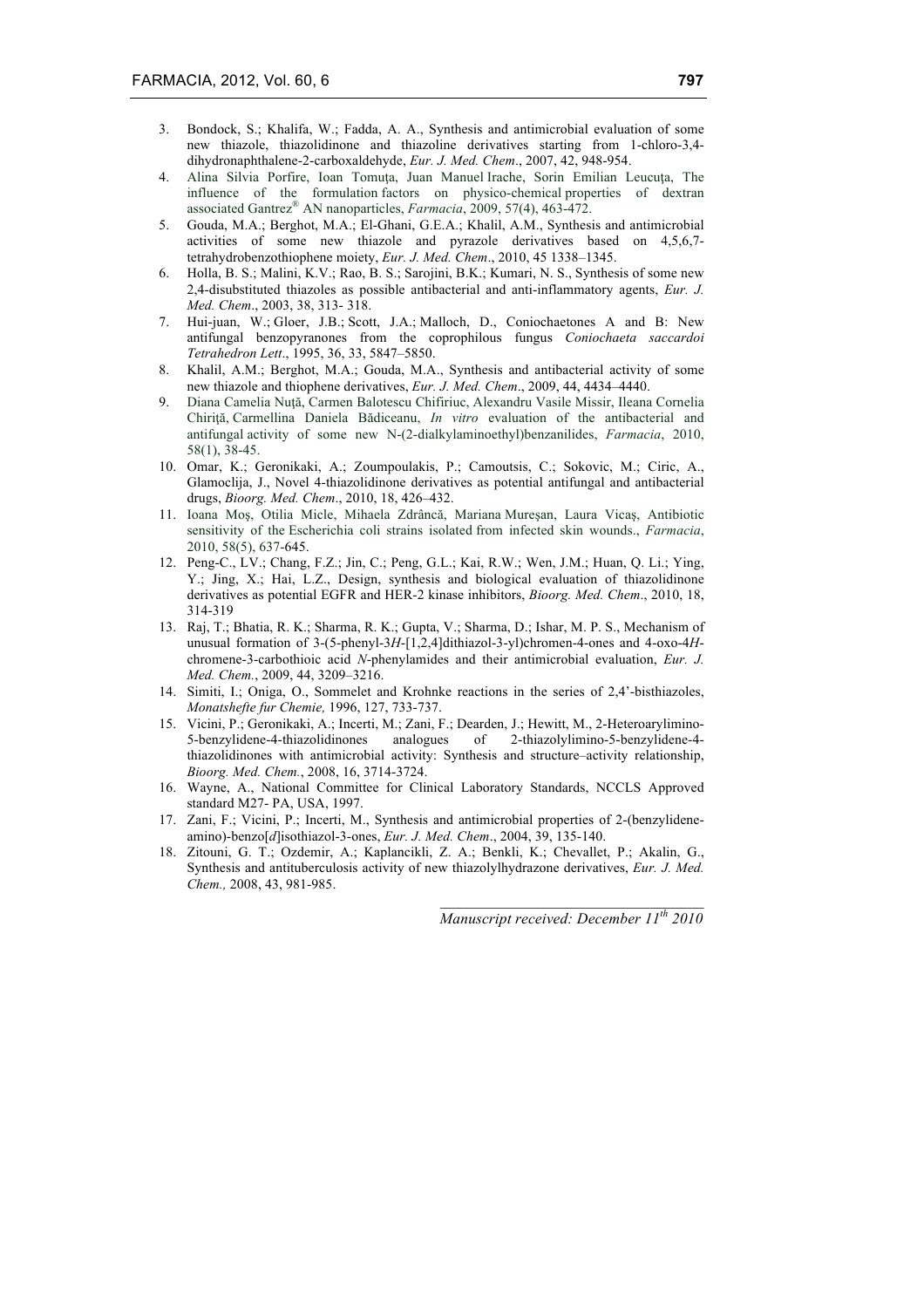3. Bondock, S.; Khalifa, W.; Fadda, A. A., Synthesis and antimicrobial evaluation of some new thiazole, thiazolidinone and thiazoline derivatives starting from 1-chloro-3,4-dihydronaphthalene-2-carboxaldehyde, *Eur. J. Med. Chem*., 2007, 42, 948-954.
4. Alina Silvia Porfire, Ioan Tomuţa, Juan Manuel Irache, Sorin Emilian Leucuţa, The influence of the formulation factors on physico-chemical properties of dextran associated Gantrez® AN nanoparticles, *Farmacia*, 2009, 57(4), 463-472.
5. Gouda, M.A.; Berghot, M.A.; El-Ghani, G.E.A.; Khalil, A.M., Synthesis and antimicrobial activities of some new thiazole and pyrazole derivatives based on 4,5,6,7-tetrahydrobenzothiophene moiety, *Eur. J. Med. Chem*., 2010, 45 1338–1345.
6. Holla, B. S.; Malini, K.V.; Rao, B. S.; Sarojini, B.K.; Kumari, N. S., Synthesis of some new 2,4-disubstituted thiazoles as possible antibacterial and anti-inflammatory agents, *Eur. J. Med. Chem*., 2003, 38, 313- 318.
7. Hui-juan, W.; Gloer, J.B.; Scott, J.A.; Malloch, D., Coniochaetones A and B: New antifungal benzopyranones from the coprophilous fungus *Coniochaeta saccardoi Tetrahedron Lett*., 1995, 36, 33, 5847–5850.
8. Khalil, A.M.; Berghot, M.A.; Gouda, M.A., Synthesis and antibacterial activity of some new thiazole and thiophene derivatives, *Eur. J. Med. Chem*., 2009, 44, 4434–4440.
9. Diana Camelia Nuţă, Carmen Balotescu Chifiriuc, Alexandru Vasile Missir, Ileana Cornelia Chiriţă, Carmellina Daniela Bădiceanu, *In vitro* evaluation of the antibacterial and antifungal activity of some new N-(2-dialkylaminoethyl)benzanilides, *Farmacia*, 2010, 58(1), 38-45.
10. Omar, K.; Geronikaki, A.; Zoumpoulakis, P.; Camoutsis, C.; Sokovic, M.; Ciric, A., Glamoclija, J., Novel 4-thiazolidinone derivatives as potential antifungal and antibacterial drugs, *Bioorg. Med. Chem*., 2010, 18, 426–432.
11. Ioana Moş, Otilia Micle, Mihaela Zdrâncă, Mariana Mureşan, Laura Vicaş, Antibiotic sensitivity of the Escherichia coli strains isolated from infected skin wounds., *Farmacia*, 2010, 58(5), 637-645.
12. Peng-C., LV.; Chang, F.Z.; Jin, C.; Peng, G.L.; Kai, R.W.; Wen, J.M.; Huan, Q. Li.; Ying, Y.; Jing, X.; Hai, L.Z., Design, synthesis and biological evaluation of thiazolidinone derivatives as potential EGFR and HER-2 kinase inhibitors, *Bioorg. Med. Chem*., 2010, 18, 314-319
13. Raj, T.; Bhatia, R. K.; Sharma, R. K.; Gupta, V.; Sharma, D.; Ishar, M. P. S., Mechanism of unusual formation of 3-(5-phenyl-3*H*-[1,2,4]dithiazol-3-yl)chromen-4-ones and 4-oxo-4*H*-chromene-3-carbothioic acid *N*-phenylamides and their antimicrobial evaluation, *Eur. J. Med. Chem.*, 2009, 44, 3209–3216.
14. Simiti, I.; Oniga, O., Sommelet and Krohnke reactions in the series of 2,4'-bisthiazoles, *Monatshefte fur Chemie,* 1996, 127, 733-737.
15. Vicini, P.; Geronikaki, A.; Incerti, M.; Zani, F.; Dearden, J.; Hewitt, M., 2-Heteroarylimino-5-benzylidene-4-thiazolidinones analogues of 2-thiazolylimino-5-benzylidene-4-thiazolidinones with antimicrobial activity: Synthesis and structure–activity relationship, *Bioorg. Med. Chem.*, 2008, 16, 3714-3724.
16. Wayne, A., National Committee for Clinical Laboratory Standards, NCCLS Approved standard M27- PA, USA, 1997.
17. Zani, F.; Vicini, P.; Incerti, M., Synthesis and antimicrobial properties of 2-(benzylidene-amino)-benzo[*d*]isothiazol-3-ones, *Eur. J. Med. Chem*., 2004, 39, 135-140.
18. Zitouni, G. T.; Ozdemir, A.; Kaplancikli, Z. A.; Benkli, K.; Chevallet, P.; Akalin, G., Synthesis and antituberculosis activity of new thiazolylhydrazone derivatives, *Eur. J. Med. Chem.,* 2008, 43, 981-985.

*Manuscript received: December 11th 2010*